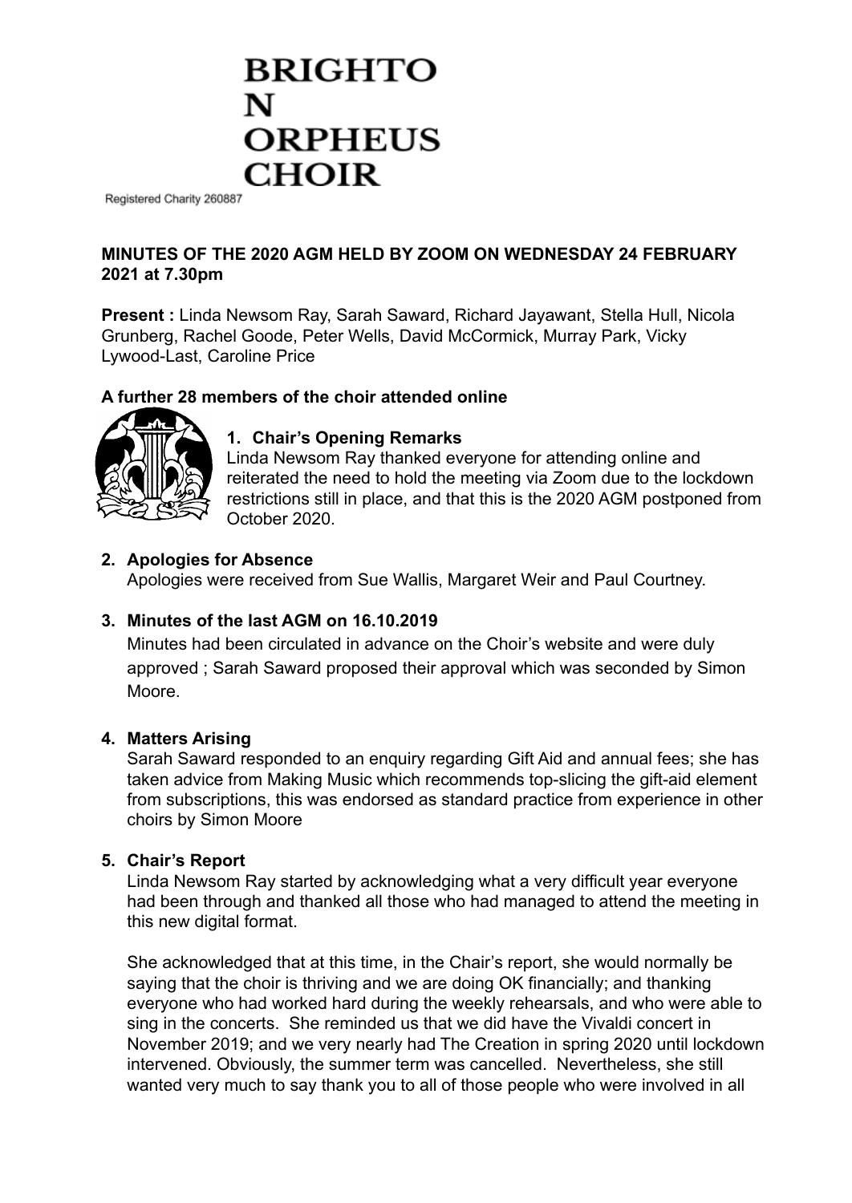# BRIGHTO N ORPHEUS CHOIR

Registered Charity 260887

**MINUTES OF THE 2020 AGM HELD BY ZOOM ON WEDNESDAY 24 FEBRUARY 2021 at 7.30pm**

**Present :** Linda Newsom Ray, Sarah Saward, Richard Jayawant, Stella Hull, Nicola Grunberg, Rachel Goode, Peter Wells, David McCormick, Murray Park, Vicky Lywood-Last, Caroline Price

**A further 28 members of the choir attended online**

1. **Chair's Opening Remarks**
   Linda Newsom Ray thanked everyone for attending online and reiterated the need to hold the meeting via Zoom due to the lockdown restrictions still in place, and that this is the 2020 AGM postponed from October 2020.

2. **Apologies for Absence**
   Apologies were received from Sue Wallis, Margaret Weir and Paul Courtney.

3. **Minutes of the last AGM on 16.10.2019**
   Minutes had been circulated in advance on the Choir's website and were duly approved ; Sarah Saward proposed their approval which was seconded by Simon Moore.

4. **Matters Arising**
   Sarah Saward responded to an enquiry regarding Gift Aid and annual fees; she has taken advice from Making Music which recommends top-slicing the gift-aid element from subscriptions, this was endorsed as standard practice from experience in other choirs by Simon Moore

5. **Chair's Report**
   Linda Newsom Ray started by acknowledging what a very difficult year everyone had been through and thanked all those who had managed to attend the meeting in this new digital format.

   She acknowledged that at this time, in the Chair's report, she would normally be saying that the choir is thriving and we are doing OK financially; and thanking everyone who had worked hard during the weekly rehearsals, and who were able to sing in the concerts. She reminded us that we did have the Vivaldi concert in November 2019; and we very nearly had The Creation in spring 2020 until lockdown intervened. Obviously, the summer term was cancelled. Nevertheless, she still wanted very much to say thank you to all of those people who were involved in all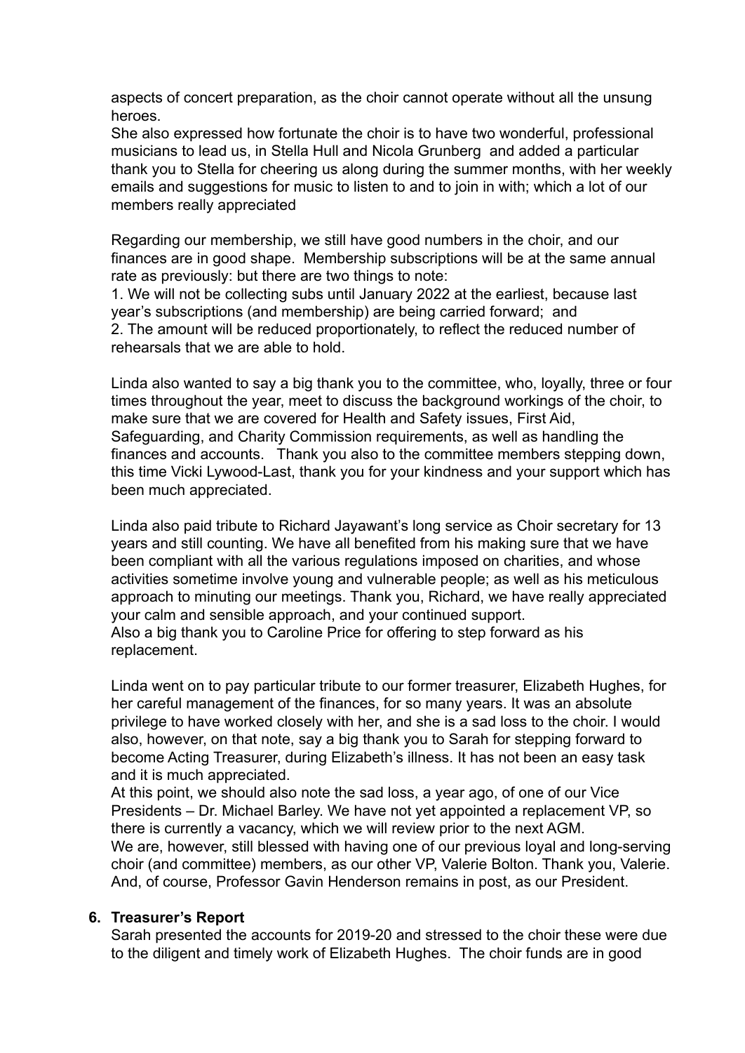aspects of concert preparation, as the choir cannot operate without all the unsung heroes.
She also expressed how fortunate the choir is to have two wonderful, professional musicians to lead us, in Stella Hull and Nicola Grunberg and added a particular thank you to Stella for cheering us along during the summer months, with her weekly emails and suggestions for music to listen to and to join in with; which a lot of our members really appreciated

Regarding our membership, we still have good numbers in the choir, and our finances are in good shape. Membership subscriptions will be at the same annual rate as previously: but there are two things to note:
1. We will not be collecting subs until January 2022 at the earliest, because last year's subscriptions (and membership) are being carried forward; and
2. The amount will be reduced proportionately, to reflect the reduced number of rehearsals that we are able to hold.

Linda also wanted to say a big thank you to the committee, who, loyally, three or four times throughout the year, meet to discuss the background workings of the choir, to make sure that we are covered for Health and Safety issues, First Aid, Safeguarding, and Charity Commission requirements, as well as handling the finances and accounts. Thank you also to the committee members stepping down, this time Vicki Lywood-Last, thank you for your kindness and your support which has been much appreciated.

Linda also paid tribute to Richard Jayawant's long service as Choir secretary for 13 years and still counting. We have all benefited from his making sure that we have been compliant with all the various regulations imposed on charities, and whose activities sometime involve young and vulnerable people; as well as his meticulous approach to minuting our meetings. Thank you, Richard, we have really appreciated your calm and sensible approach, and your continued support.
Also a big thank you to Caroline Price for offering to step forward as his replacement.

Linda went on to pay particular tribute to our former treasurer, Elizabeth Hughes, for her careful management of the finances, for so many years. It was an absolute privilege to have worked closely with her, and she is a sad loss to the choir. I would also, however, on that note, say a big thank you to Sarah for stepping forward to become Acting Treasurer, during Elizabeth's illness. It has not been an easy task and it is much appreciated.
At this point, we should also note the sad loss, a year ago, of one of our Vice Presidents – Dr. Michael Barley. We have not yet appointed a replacement VP, so there is currently a vacancy, which we will review prior to the next AGM.
We are, however, still blessed with having one of our previous loyal and long-serving choir (and committee) members, as our other VP, Valerie Bolton. Thank you, Valerie. And, of course, Professor Gavin Henderson remains in post, as our President.

**6. Treasurer's Report**

Sarah presented the accounts for 2019-20 and stressed to the choir these were due to the diligent and timely work of Elizabeth Hughes. The choir funds are in good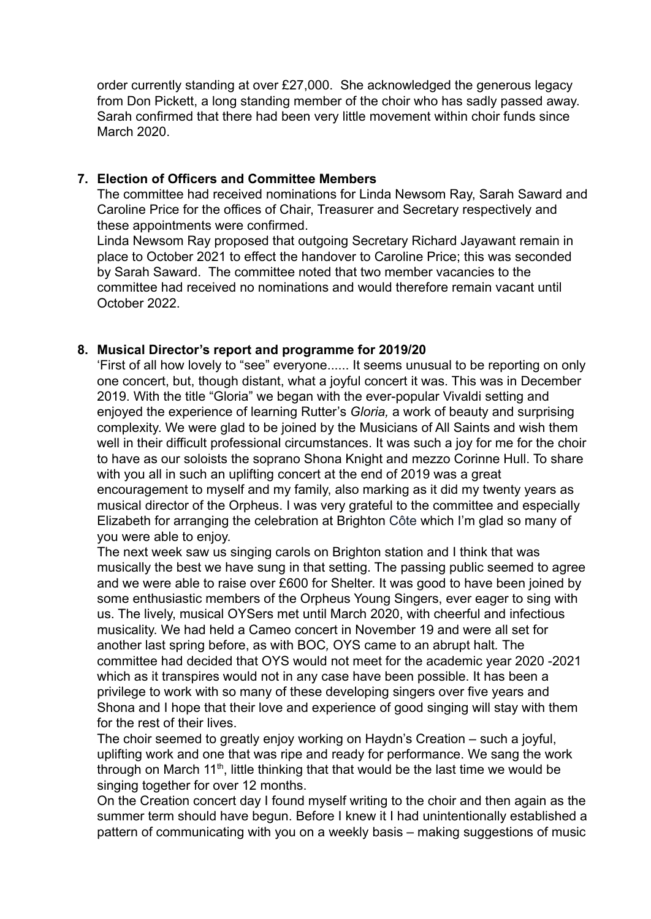order currently standing at over £27,000. She acknowledged the generous legacy from Don Pickett, a long standing member of the choir who has sadly passed away. Sarah confirmed that there had been very little movement within choir funds since March 2020.

7. **Election of Officers and Committee Members**

The committee had received nominations for Linda Newsom Ray, Sarah Saward and Caroline Price for the offices of Chair, Treasurer and Secretary respectively and these appointments were confirmed.
Linda Newsom Ray proposed that outgoing Secretary Richard Jayawant remain in place to October 2021 to effect the handover to Caroline Price; this was seconded by Sarah Saward. The committee noted that two member vacancies to the committee had received no nominations and would therefore remain vacant until October 2022.

8. **Musical Director's report and programme for 2019/20**

'First of all how lovely to "see" everyone...... It seems unusual to be reporting on only one concert, but, though distant, what a joyful concert it was. This was in December 2019. With the title "Gloria" we began with the ever-popular Vivaldi setting and enjoyed the experience of learning Rutter's *Gloria,* a work of beauty and surprising complexity. We were glad to be joined by the Musicians of All Saints and wish them well in their difficult professional circumstances. It was such a joy for me for the choir to have as our soloists the soprano Shona Knight and mezzo Corinne Hull. To share with you all in such an uplifting concert at the end of 2019 was a great encouragement to myself and my family, also marking as it did my twenty years as musical director of the Orpheus. I was very grateful to the committee and especially Elizabeth for arranging the celebration at Brighton Côte which I'm glad so many of you were able to enjoy.
The next week saw us singing carols on Brighton station and I think that was musically the best we have sung in that setting. The passing public seemed to agree and we were able to raise over £600 for Shelter. It was good to have been joined by some enthusiastic members of the Orpheus Young Singers, ever eager to sing with us. The lively, musical OYSers met until March 2020, with cheerful and infectious musicality. We had held a Cameo concert in November 19 and were all set for another last spring before, as with BOC*,* OYS came to an abrupt halt*.* The committee had decided that OYS would not meet for the academic year 2020 -2021 which as it transpires would not in any case have been possible. It has been a privilege to work with so many of these developing singers over five years and Shona and I hope that their love and experience of good singing will stay with them for the rest of their lives.
The choir seemed to greatly enjoy working on Haydn's Creation – such a joyful, uplifting work and one that was ripe and ready for performance. We sang the work through on March 11th, little thinking that that would be the last time we would be singing together for over 12 months.
On the Creation concert day I found myself writing to the choir and then again as the summer term should have begun. Before I knew it I had unintentionally established a pattern of communicating with you on a weekly basis – making suggestions of music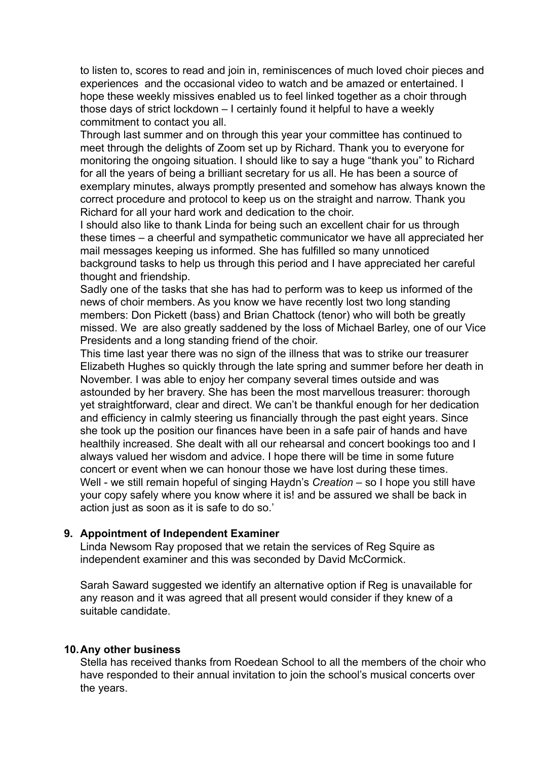to listen to, scores to read and join in, reminiscences of much loved choir pieces and experiences and the occasional video to watch and be amazed or entertained. I hope these weekly missives enabled us to feel linked together as a choir through those days of strict lockdown – I certainly found it helpful to have a weekly commitment to contact you all.

Through last summer and on through this year your committee has continued to meet through the delights of Zoom set up by Richard. Thank you to everyone for monitoring the ongoing situation. I should like to say a huge "thank you" to Richard for all the years of being a brilliant secretary for us all. He has been a source of exemplary minutes, always promptly presented and somehow has always known the correct procedure and protocol to keep us on the straight and narrow. Thank you Richard for all your hard work and dedication to the choir.

I should also like to thank Linda for being such an excellent chair for us through these times – a cheerful and sympathetic communicator we have all appreciated her mail messages keeping us informed. She has fulfilled so many unnoticed background tasks to help us through this period and I have appreciated her careful thought and friendship.

Sadly one of the tasks that she has had to perform was to keep us informed of the news of choir members. As you know we have recently lost two long standing members: Don Pickett (bass) and Brian Chattock (tenor) who will both be greatly missed. We are also greatly saddened by the loss of Michael Barley, one of our Vice Presidents and a long standing friend of the choir.

This time last year there was no sign of the illness that was to strike our treasurer Elizabeth Hughes so quickly through the late spring and summer before her death in November. I was able to enjoy her company several times outside and was astounded by her bravery. She has been the most marvellous treasurer: thorough yet straightforward, clear and direct. We can't be thankful enough for her dedication and efficiency in calmly steering us financially through the past eight years. Since she took up the position our finances have been in a safe pair of hands and have healthily increased. She dealt with all our rehearsal and concert bookings too and I always valued her wisdom and advice. I hope there will be time in some future concert or event when we can honour those we have lost during these times.

Well - we still remain hopeful of singing Haydn's *Creation* – so I hope you still have your copy safely where you know where it is! and be assured we shall be back in action just as soon as it is safe to do so.'

**9. Appointment of Independent Examiner**

Linda Newsom Ray proposed that we retain the services of Reg Squire as independent examiner and this was seconded by David McCormick.

Sarah Saward suggested we identify an alternative option if Reg is unavailable for any reason and it was agreed that all present would consider if they knew of a suitable candidate.

**10. Any other business**

Stella has received thanks from Roedean School to all the members of the choir who have responded to their annual invitation to join the school's musical concerts over the years.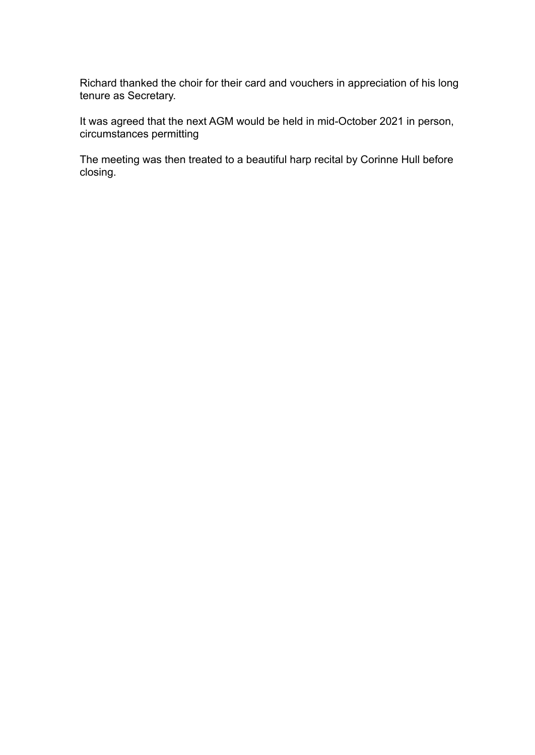Richard thanked the choir for their card and vouchers in appreciation of his long tenure as Secretary.

It was agreed that the next AGM would be held in mid-October 2021 in person, circumstances permitting

The meeting was then treated to a beautiful harp recital by Corinne Hull before closing.